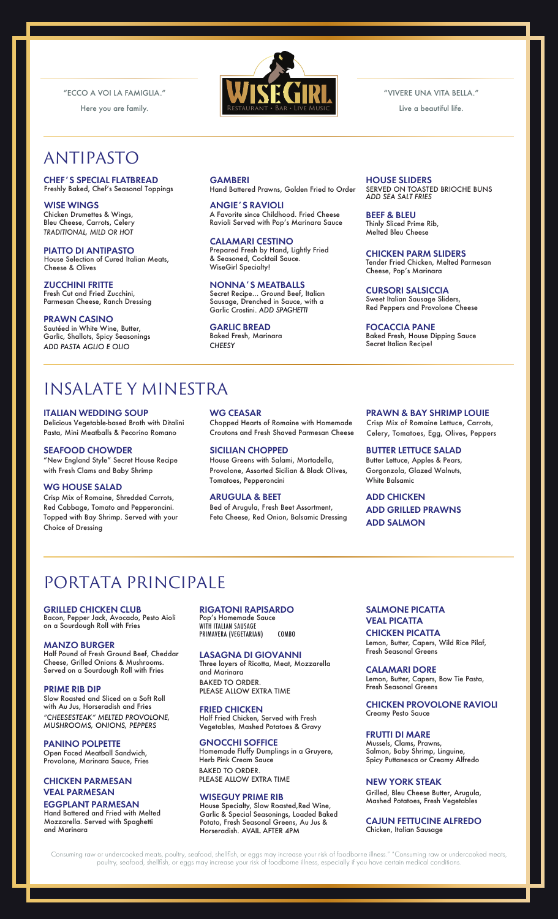"ECCO A VOI LA FAMIGLIA."

Here you are family.

WiseGirl — Restaurant • Bar • Live Music

"VIVERE UNA VITA BELLA."

Live a beautiful life.

# ANTIPASTO

**CHEF'S SPECIAL FLATBREAD**
Freshly Baked, Chef's Seasonal Toppings

**WISE WINGS**
Chicken Drumettes & Wings, Bleu Cheese, Carrots, Celery
*TRADITIONAL, MILD OR HOT*

**PIATTO DI ANTIPASTO**
House Selection of Cured Italian Meats, Cheese & Olives

**ZUCCHINI FRITTE**
Fresh Cut and Fried Zucchini, Parmesan Cheese, Ranch Dressing

**PRAWN CASINO**
Sautéed in White Wine, Butter, Garlic, Shallots, Spicy Seasonings
*ADD PASTA AGLIO E OLIO*

**GAMBERI**
Hand Battered Prawns, Golden Fried to Order

**ANGIE'S RAVIOLI**
A Favorite since Childhood. Fried Cheese Ravioli Served with Pop's Marinara Sauce

**CALAMARI CESTINO**
Prepared Fresh by Hand, Lightly Fried & Seasoned, Cocktail Sauce. WiseGirl Specialty!

**NONNA'S MEATBALLS**
Secret Recipe... Ground Beef, Italian Sausage, Drenched in Sauce, with a Garlic Crostini. *ADD SPAGHETTI*

**GARLIC BREAD**
Baked Fresh, Marinara
*CHEESY*

**HOUSE SLIDERS**
SERVED ON TOASTED BRIOCHE BUNS
*ADD SEA SALT FRIES*

**BEEF & BLEU**
Thinly Sliced Prime Rib, Melted Bleu Cheese

**CHICKEN PARM SLIDERS**
Tender Fried Chicken, Melted Parmesan Cheese, Pop's Marinara

**CURSORI SALSICCIA**
Sweet Italian Sausage Sliders, Red Peppers and Provolone Cheese

**FOCACCIA PANE**
Baked Fresh, House Dipping Sauce
Secret Italian Recipe!

# INSALATE Y MINESTRA

**ITALIAN WEDDING SOUP**
Delicious Vegetable-based Broth with Ditalini Pasta, Mini Meatballs & Pecorino Romano

**SEAFOOD CHOWDER**
"New England Style" Secret House Recipe with Fresh Clams and Baby Shrimp

**WG HOUSE SALAD**
Crisp Mix of Romaine, Shredded Carrots, Red Cabbage, Tomato and Pepperoncini. Topped with Bay Shrimp. Served with your Choice of Dressing

**WG CEASAR**
Chopped Hearts of Romaine with Homemade Croutons and Fresh Shaved Parmesan Cheese

**SICILIAN CHOPPED**
House Greens with Salami, Mortadella, Provolone, Assorted Sicilian & Black Olives, Tomatoes, Pepperoncini

**ARUGULA & BEET**
Bed of Arugula, Fresh Beet Assortment, Feta Cheese, Red Onion, Balsamic Dressing

**PRAWN & BAY SHRIMP LOUIE**
Crisp Mix of Romaine Lettuce, Carrots, Celery, Tomatoes, Egg, Olives, Peppers

**BUTTER LETTUCE SALAD**
Butter Lettuce, Apples & Pears, Gorgonzola, Glazed Walnuts, White Balsamic

**ADD CHICKEN**
**ADD GRILLED PRAWNS**
**ADD SALMON**

# PORTATA PRINCIPALE

**GRILLED CHICKEN CLUB**
Bacon, Pepper Jack, Avocado, Pesto Aioli on a Sourdough Roll with Fries

**MANZO BURGER**
Half Pound of Fresh Ground Beef, Cheddar Cheese, Grilled Onions & Mushrooms. Served on a Sourdough Roll with Fries

**PRIME RIB DIP**
Slow Roasted and Sliced on a Soft Roll with Au Jus, Horseradish and Fries
*"CHEESESTEAK" MELTED PROVOLONE, MUSHROOMS, ONIONS, PEPPERS*

**PANINO POLPETTE**
Open Faced Meatball Sandwich, Provolone, Marinara Sauce, Fries

**CHICKEN PARMESAN**
**VEAL PARMESAN**
**EGGPLANT PARMESAN**
Hand Battered and Fried with Melted Mozzarella. Served with Spaghetti and Marinara

**RIGATONI RAPISARDO**
Pop's Homemade Sauce
WITH ITALIAN SAUSAGE
PRIMAVERA (VEGETARIAN) COMBO

**LASAGNA DI GIOVANNI**
Three layers of Ricotta, Meat, Mozzarella and Marinara
BAKED TO ORDER.
PLEASE ALLOW EXTRA TIME

**FRIED CHICKEN**
Half Fried Chicken, Served with Fresh Vegetables, Mashed Potatoes & Gravy

**GNOCCHI SOFFICE**
Homemade Fluffy Dumplings in a Gruyere, Herb Pink Cream Sauce
BAKED TO ORDER.
PLEASE ALLOW EXTRA TIME

**WISEGUY PRIME RIB**
House Specialty, Slow Roasted,Red Wine, Garlic & Special Seasonings, Loaded Baked Potato, Fresh Seasonal Greens, Au Jus & Horseradish. AVAIL. AFTER 4PM

**SALMONE PICATTA**
**VEAL PICATTA**
**CHICKEN PICATTA**
Lemon, Butter, Capers, Wild Rice Pilaf, Fresh Seasonal Greens

**CALAMARI DORE**
Lemon, Butter, Capers, Bow Tie Pasta, Fresh Seasonal Greens

**CHICKEN PROVOLONE RAVIOLI**
Creamy Pesto Sauce

**FRUTTI DI MARE**
Mussels, Clams, Prawns, Salmon, Baby Shrimp, Linguine, Spicy Puttanesca or Creamy Alfredo

**NEW YORK STEAK**
Grilled, Bleu Cheese Butter, Arugula, Mashed Potatoes, Fresh Vegetables

**CAJUN FETTUCINE ALFREDO**
Chicken, Italian Sausage

Consuming raw or undercooked meats, poultry, seafood, shellfish, or eggs may increase your risk of foodborne illness." "Consuming raw or undercooked meats, poultry, seafood, shellfish, or eggs may increase your risk of foodborne illness, especially if you have certain medical conditions.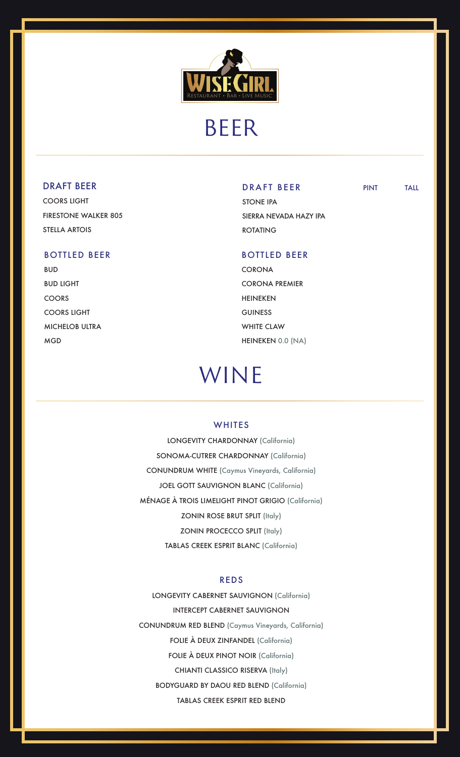WISEGIRL
Restaurant • Bar • Live Music

# BEER

### DRAFT BEER

COORS LIGHT

FIRESTONE WALKER 805

STELLA ARTOIS

### BOTTLED BEER

BUD

BUD LIGHT

COORS

COORS LIGHT

MICHELOB ULTRA

MGD

### DRAFT BEER

PINT TALL

STONE IPA

SIERRA NEVADA HAZY IPA

ROTATING

### BOTTLED BEER

CORONA

CORONA PREMIER

HEINEKEN

GUINESS

WHITE CLAW

HEINEKEN 0.0 (NA)

# WINE

### WHITES

LONGEVITY CHARDONNAY (California)

SONOMA-CUTRER CHARDONNAY (California)

CONUNDRUM WHITE (Caymus Vineyards, California)

JOEL GOTT SAUVIGNON BLANC (California)

MÉNAGE À TROIS LIMELIGHT PINOT GRIGIO (California)

ZONIN ROSE BRUT SPLIT (Italy)

ZONIN PROCECCO SPLIT (Italy)

TABLAS CREEK ESPRIT BLANC (California)

### REDS

LONGEVITY CABERNET SAUVIGNON (California)

INTERCEPT CABERNET SAUVIGNON

CONUNDRUM RED BLEND (Caymus Vineyards, California)

FOLIE À DEUX ZINFANDEL (California)

FOLIE À DEUX PINOT NOIR (California)

CHIANTI CLASSICO RISERVA (Italy)

BODYGUARD BY DAOU RED BLEND (California)

TABLAS CREEK ESPRIT RED BLEND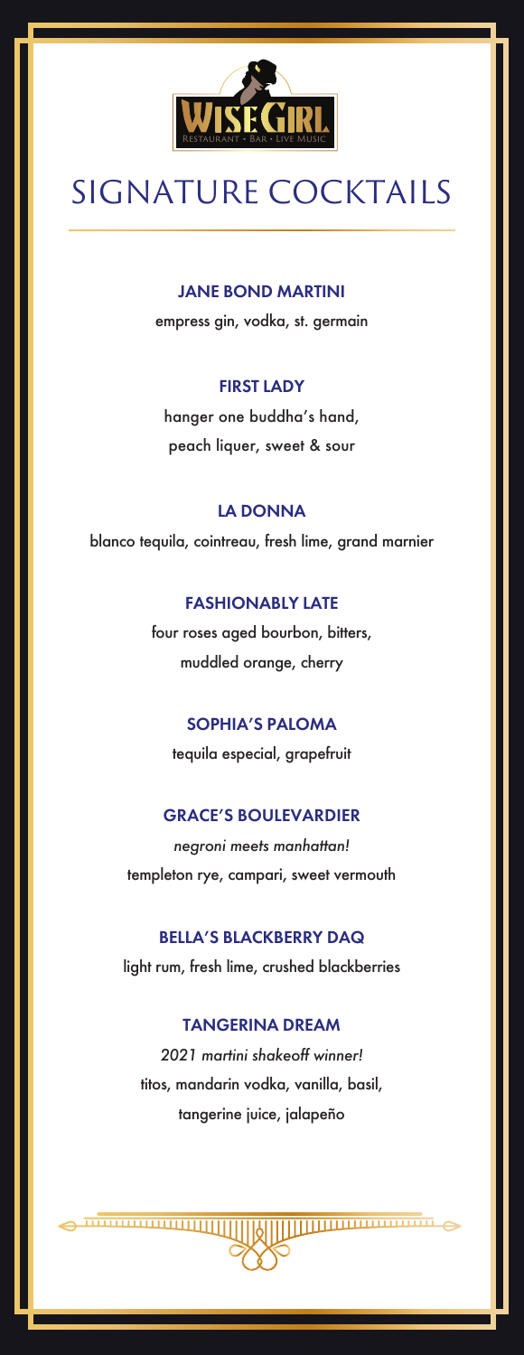WISEGIRL
RESTAURANT • BAR • LIVE MUSIC

# SIGNATURE COCKTAILS

### JANE BOND MARTINI

empress gin, vodka, st. germain

### FIRST LADY

hanger one buddha's hand,
peach liquer, sweet & sour

### LA DONNA

blanco tequila, cointreau, fresh lime, grand marnier

### FASHIONABLY LATE

four roses aged bourbon, bitters,
muddled orange, cherry

### SOPHIA'S PALOMA

tequila especial, grapefruit

### GRACE'S BOULEVARDIER

*negroni meets manhattan!*
templeton rye, campari, sweet vermouth

### BELLA'S BLACKBERRY DAQ

light rum, fresh lime, crushed blackberries

### TANGERINA DREAM

*2021 martini shakeoff winner!*
titos, mandarin vodka, vanilla, basil,
tangerine juice, jalapeño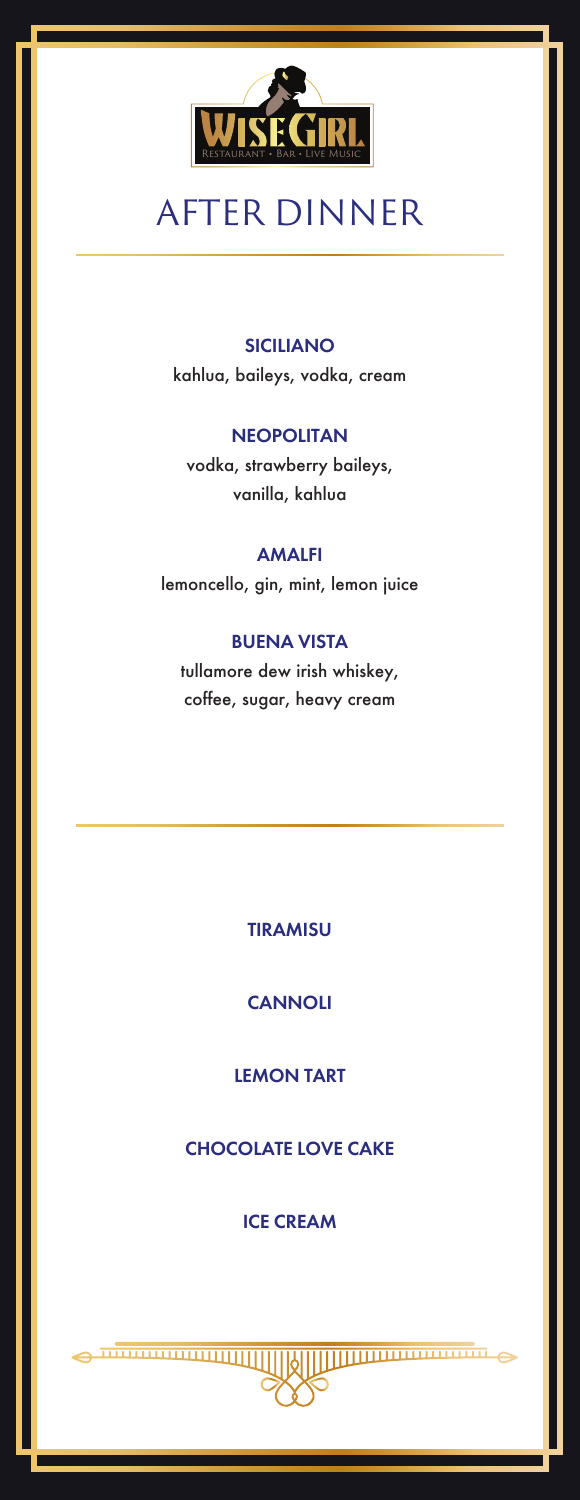# AFTER DINNER

**SICILIANO**
kahlua, baileys, vodka, cream

**NEOPOLITAN**
vodka, strawberry baileys, vanilla, kahlua

**AMALFI**
lemoncello, gin, mint, lemon juice

**BUENA VISTA**
tullamore dew irish whiskey, coffee, sugar, heavy cream

---

**TIRAMISU**

**CANNOLI**

**LEMON TART**

**CHOCOLATE LOVE CAKE**

**ICE CREAM**